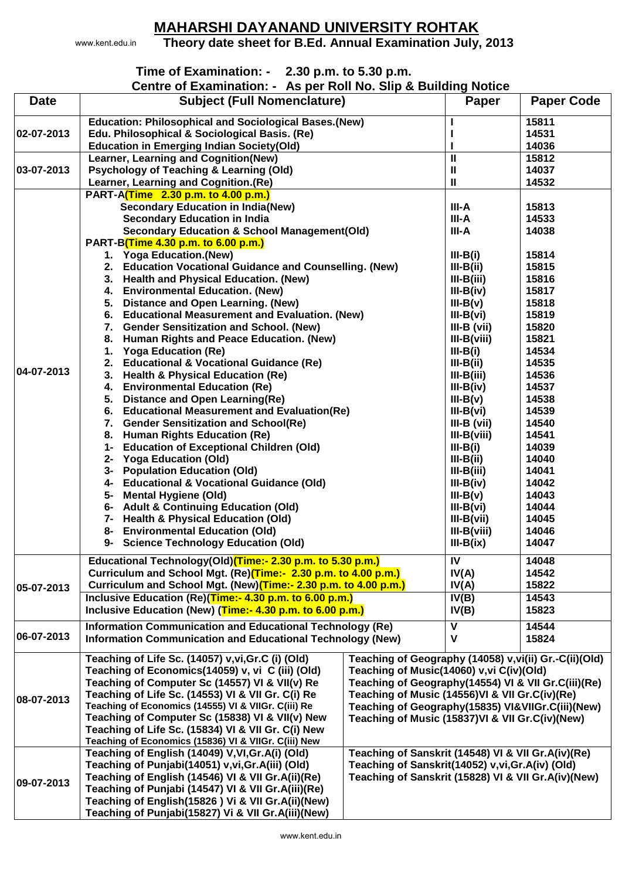# MAHARSHI DAYANAND UNIVERSITY ROHTAK

www.kent.edu.in

## Theory date sheet for B.Ed. Annual Examination July, 2013

**Time of Examination: - 2.30 p.m. to 5.30 p.m.**

**Centre of Examination: - As per Roll No. Slip & Building Notice**

| Date | Subject (Full Nomenclature) | Paper | Paper Code |
|---|---|---|---|
| 02-07-2013 | Education: Philosophical and Sociological Bases.(New) | I | 15811 |
| | Edu. Philosophical & Sociological Basis. (Re) | I | 14531 |
| | Education in Emerging Indian Society(Old) | I | 14036 |
| 03-07-2013 | Learner, Learning and Cognition(New) | II | 15812 |
| | Psychology of Teaching & Learning (Old) | II | 14037 |
| | Learner, Learning and Cognition.(Re) | II | 14532 |
| 04-07-2013 | PART-A(Time 2.30 p.m. to 4.00 p.m.) | | |
| | Secondary Education in India(New) | III-A | 15813 |
| | Secondary Education in India | III-A | 14533 |
| | Secondary Education & School Management(Old) | III-A | 14038 |
| | PART-B(Time 4.30 p.m. to 6.00 p.m.) | | |
| | 1. Yoga Education.(New) | III-B(i) | 15814 |
| | 2. Education Vocational Guidance and Counselling. (New) | III-B(ii) | 15815 |
| | 3. Health and Physical Education. (New) | III-B(iii) | 15816 |
| | 4. Environmental Education. (New) | III-B(iv) | 15817 |
| | 5. Distance and Open Learning. (New) | III-B(v) | 15818 |
| | 6. Educational Measurement and Evaluation. (New) | III-B(vi) | 15819 |
| | 7. Gender Sensitization and School. (New) | III-B (vii) | 15820 |
| | 8. Human Rights and Peace Education. (New) | III-B(viii) | 15821 |
| | 1. Yoga Education (Re) | III-B(i) | 14534 |
| | 2. Educational & Vocational Guidance (Re) | III-B(ii) | 14535 |
| | 3. Health & Physical Education (Re) | III-B(iii) | 14536 |
| | 4. Environmental Education (Re) | III-B(iv) | 14537 |
| | 5. Distance and Open Learning(Re) | III-B(v) | 14538 |
| | 6. Educational Measurement and Evaluation(Re) | III-B(vi) | 14539 |
| | 7. Gender Sensitization and School(Re) | III-B (vii) | 14540 |
| | 8. Human Rights Education (Re) | III-B(viii) | 14541 |
| | 1- Education of Exceptional Children (Old) | III-B(i) | 14039 |
| | 2- Yoga Education (Old) | III-B(ii) | 14040 |
| | 3- Population Education (Old) | III-B(iii) | 14041 |
| | 4- Educational & Vocational Guidance (Old) | III-B(iv) | 14042 |
| | 5- Mental Hygiene (Old) | III-B(v) | 14043 |
| | 6- Adult & Continuing Education (Old) | III-B(vi) | 14044 |
| | 7- Health & Physical Education (Old) | III-B(vii) | 14045 |
| | 8- Environmental Education (Old) | III-B(viii) | 14046 |
| | 9- Science Technology Education (Old) | III-B(ix) | 14047 |
| 05-07-2013 | Educational Technology(Old)(Time:- 2.30 p.m. to 5.30 p.m.) | IV | 14048 |
| | Curriculum and School Mgt. (Re)(Time:- 2.30 p.m. to 4.00 p.m.) | IV(A) | 14542 |
| | Curriculum and School Mgt. (New)(Time:- 2.30 p.m. to 4.00 p.m.) | IV(A) | 15822 |
| | Inclusive Education (Re)(Time:- 4.30 p.m. to 6.00 p.m.) | IV(B) | 14543 |
| | Inclusive Education (New) (Time:- 4.30 p.m. to 6.00 p.m.) | IV(B) | 15823 |
| 06-07-2013 | Information Communication and Educational Technology (Re) | V | 14544 |
| | Information Communication and Educational Technology (New) | V | 15824 |
| 08-07-2013 | Teaching of Life Sc. (14057) v,vi,Gr.C (i) (Old) | Teaching of Geography (14058) v,vi(ii) Gr.-C(ii)(Old) | |
| | Teaching of Economics(14059) v, vi C (iii) (Old) | Teaching of Music(14060) v,vi C(iv)(Old) | |
| | Teaching of Computer Sc (14557) VI & VII(v) Re | Teaching of Geography(14554) VI & VII Gr.C(iii)(Re) | |
| | Teaching of Life Sc. (14553) VI & VII Gr. C(i) Re | Teaching of Music (14556)VI & VII Gr.C(iv)(Re) | |
| | Teaching of Economics (14555) VI & VIIGr. C(iii) Re | Teaching of Geography(15835) VI&VIIGr.C(iii)(New) | |
| | Teaching of Computer Sc (15838) VI & VII(v) New | Teaching of Music (15837)VI & VII Gr.C(iv)(New) | |
| | Teaching of Life Sc. (15834) VI & VII Gr. C(i) New | | |
| | Teaching of Economics (15836) VI & VIIGr. C(iii) New | | |
| 09-07-2013 | Teaching of English (14049) V,VI,Gr.A(i) (Old) | Teaching of Sanskrit (14548) VI & VII Gr.A(iv)(Re) | |
| | Teaching of Punjabi(14051) v,vi,Gr.A(iii) (Old) | Teaching of Sanskrit(14052) v,vi,Gr.A(iv) (Old) | |
| | Teaching of English (14546) VI & VII Gr.A(ii)(Re) | Teaching of Sanskrit (15828) VI & VII Gr.A(iv)(New) | |
| | Teaching of Punjabi (14547) VI & VII Gr.A(iii)(Re) | | |
| | Teaching of English(15826 ) Vi & VII Gr.A(ii)(New) | | |
| | Teaching of Punjabi(15827) Vi & VII Gr.A(iii)(New) | | |

www.kent.edu.in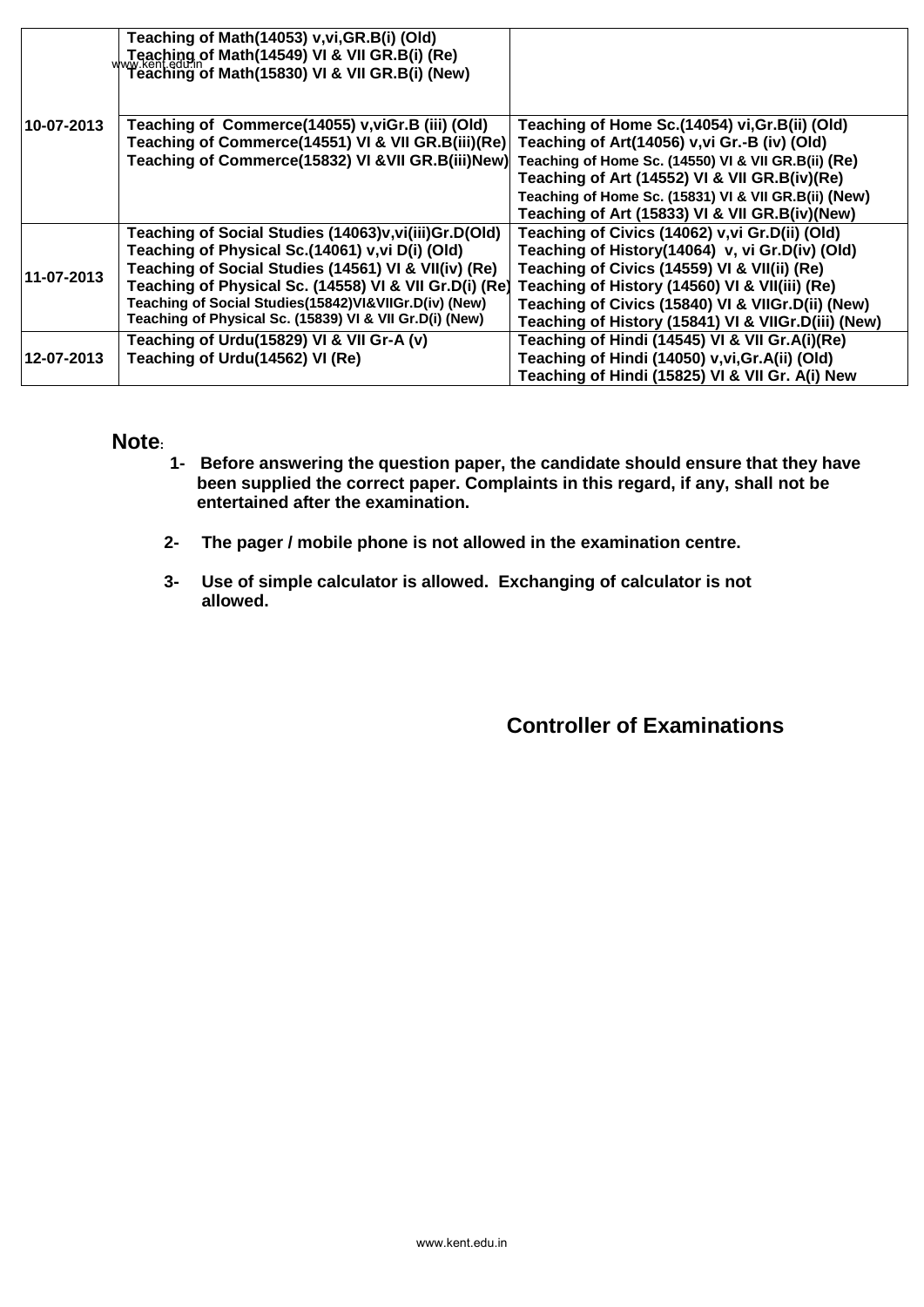| | | |
|---|---|---|
| | Teaching of Math(14053) v,vi,GR.B(i) (Old)<br>Teaching of Math(14549) VI & VII GR.B(i) (Re)<br>Teaching of Math(15830) VI & VII GR.B(i) (New) | |
| 10-07-2013 | Teaching of Commerce(14055) v,viGr.B (iii) (Old)<br>Teaching of Commerce(14551) VI & VII GR.B(iii)(Re)<br>Teaching of Commerce(15832) VI &VII GR.B(iii)New) | Teaching of Home Sc.(14054) vi,Gr.B(ii) (Old)<br>Teaching of Art(14056) v,vi Gr.-B (iv) (Old)<br>Teaching of Home Sc. (14550) VI & VII GR.B(ii) (Re)<br>Teaching of Art (14552) VI & VII GR.B(iv)(Re)<br>Teaching of Home Sc. (15831) VI & VII GR.B(ii) (New)<br>Teaching of Art (15833) VI & VII GR.B(iv)(New) |
| 11-07-2013 | Teaching of Social Studies (14063)v,vi(iii)Gr.D(Old)<br>Teaching of Physical Sc.(14061) v,vi D(i) (Old)<br>Teaching of Social Studies (14561) VI & VII(iv) (Re)<br>Teaching of Physical Sc. (14558) VI & VII Gr.D(i) (Re)<br>Teaching of Social Studies(15842)VI&VIIGr.D(iv) (New)<br>Teaching of Physical Sc. (15839) VI & VII Gr.D(i) (New) | Teaching of Civics (14062) v,vi Gr.D(ii) (Old)<br>Teaching of History(14064) v, vi Gr.D(iv) (Old)<br>Teaching of Civics (14559) VI & VII(ii) (Re)<br>Teaching of History (14560) VI & VII(iii) (Re)<br>Teaching of Civics (15840) VI & VIIGr.D(ii) (New)<br>Teaching of History (15841) VI & VIIGr.D(iii) (New) |
| 12-07-2013 | Teaching of Urdu(15829) VI & VII Gr-A (v)<br>Teaching of Urdu(14562) VI (Re) | Teaching of Hindi (14545) VI & VII Gr.A(i)(Re)<br>Teaching of Hindi (14050) v,vi,Gr.A(ii) (Old)<br>Teaching of Hindi (15825) VI & VII Gr. A(i) New |

**Note:**

1- Before answering the question paper, the candidate should ensure that they have been supplied the correct paper. Complaints in this regard, if any, shall not be entertained after the examination.

2- The pager / mobile phone is not allowed in the examination centre.

3- Use of simple calculator is allowed. Exchanging of calculator is not allowed.

**Controller of Examinations**